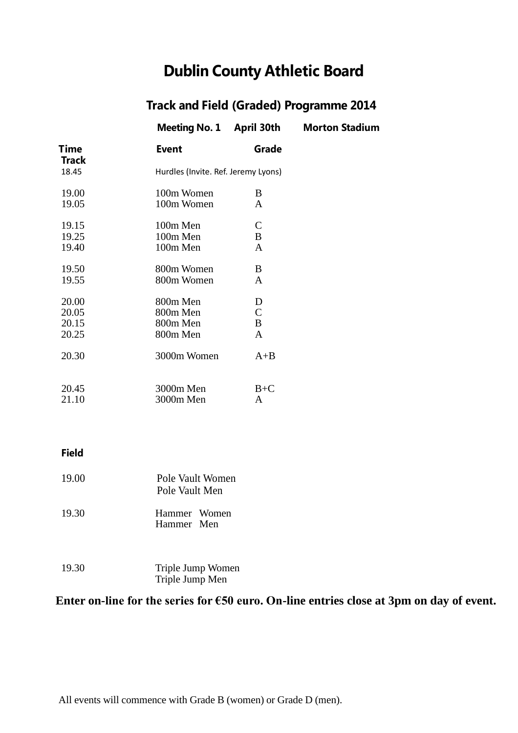# Dublin County Athletic Board

## Track and Field (Graded) Programme 2014

**Meeting No. 1 April 30th Morton Stadium**

| Time | Event | Grade |
|---|---|---|
| **Track** | | |
| 18.45 | Hurdles (Invite. Ref. Jeremy Lyons) | |
| 19.00 | 100m Women | B |
| 19.05 | 100m Women | A |
| 19.15 | 100m Men | C |
| 19.25 | 100m Men | B |
| 19.40 | 100m Men | A |
| 19.50 | 800m Women | B |
| 19.55 | 800m Women | A |
| 20.00 | 800m Men | D |
| 20.05 | 800m Men | C |
| 20.15 | 800m Men | B |
| 20.25 | 800m Men | A |
| 20.30 | 3000m Women | A+B |
| 20.45 | 3000m Men | B+C |
| 21.10 | 3000m Men | A |

**Field**

| Time | Event |
|---|---|
| 19.00 | Pole Vault Women |
| | Pole Vault Men |
| 19.30 | Hammer Women |
| | Hammer Men |
| 19.30 | Triple Jump Women |
| | Triple Jump Men |

**Enter on-line for the series for €50 euro. On-line entries close at 3pm on day of event.**

All events will commence with Grade B (women) or Grade D (men).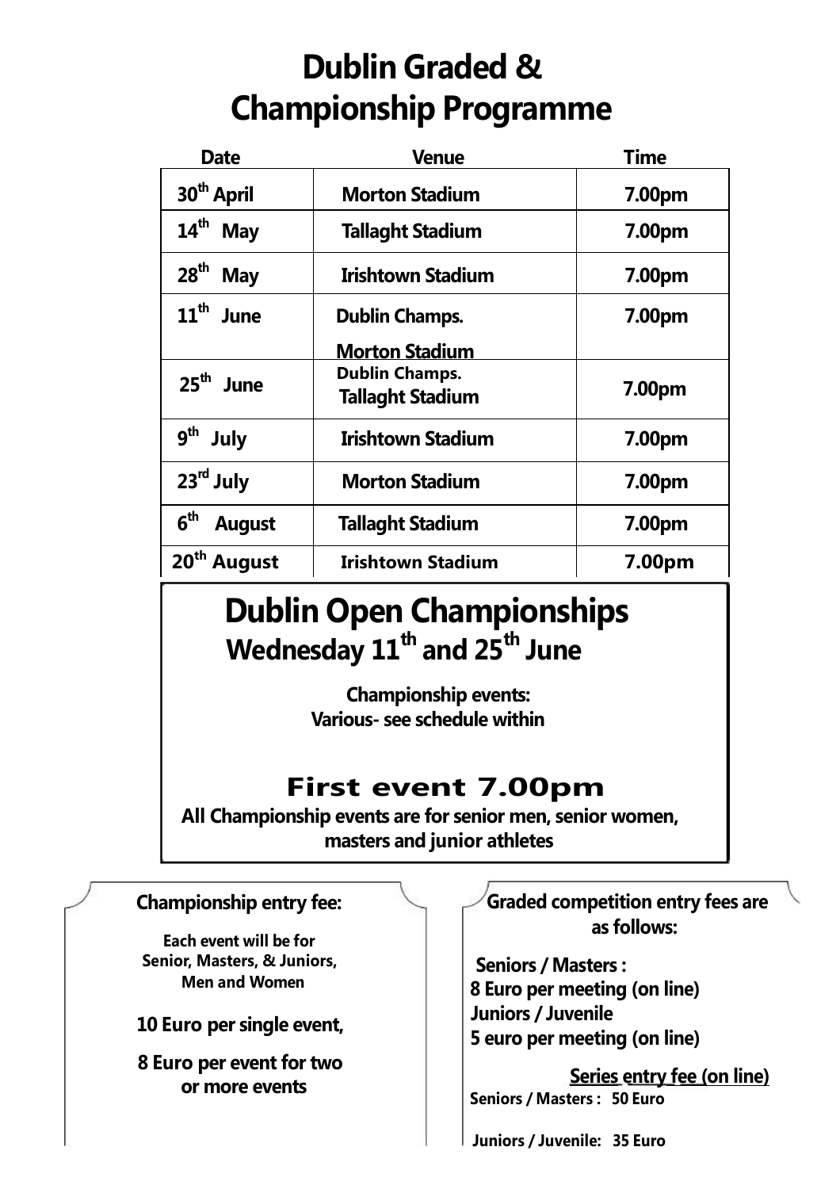# Dublin Graded & Championship Programme

| Date | Venue | Time |
|---|---|---|
| 30th April | Morton Stadium | 7.00pm |
| 14th May | Tallaght Stadium | 7.00pm |
| 28th May | Irishtown Stadium | 7.00pm |
| 11th June | Dublin Champs. Morton Stadium | 7.00pm |
| 25th June | Dublin Champs. Tallaght Stadium | 7.00pm |
| 9th July | Irishtown Stadium | 7.00pm |
| 23rd July | Morton Stadium | 7.00pm |
| 6th August | Tallaght Stadium | 7.00pm |
| 20th August | Irishtown Stadium | 7.00pm |

## Dublin Open Championships
### Wednesday 11th and 25th June

**Championship events:**
**Various- see schedule within**

**First event 7.00pm**

**All Championship events are for senior men, senior women, masters and junior athletes**

**Championship entry fee:**

Each event will be for Senior, Masters, & Juniors, Men and Women

**10 Euro per single event,**

**8 Euro per event for two or more events**

**Graded competition entry fees are as follows:**

**Seniors / Masters :**
**8 Euro per meeting (on line)**
**Juniors / Juvenile**
**5 euro per meeting (on line)**

**Series entry fee (on line)**
Seniors / Masters : 50 Euro

Juniors / Juvenile: 35 Euro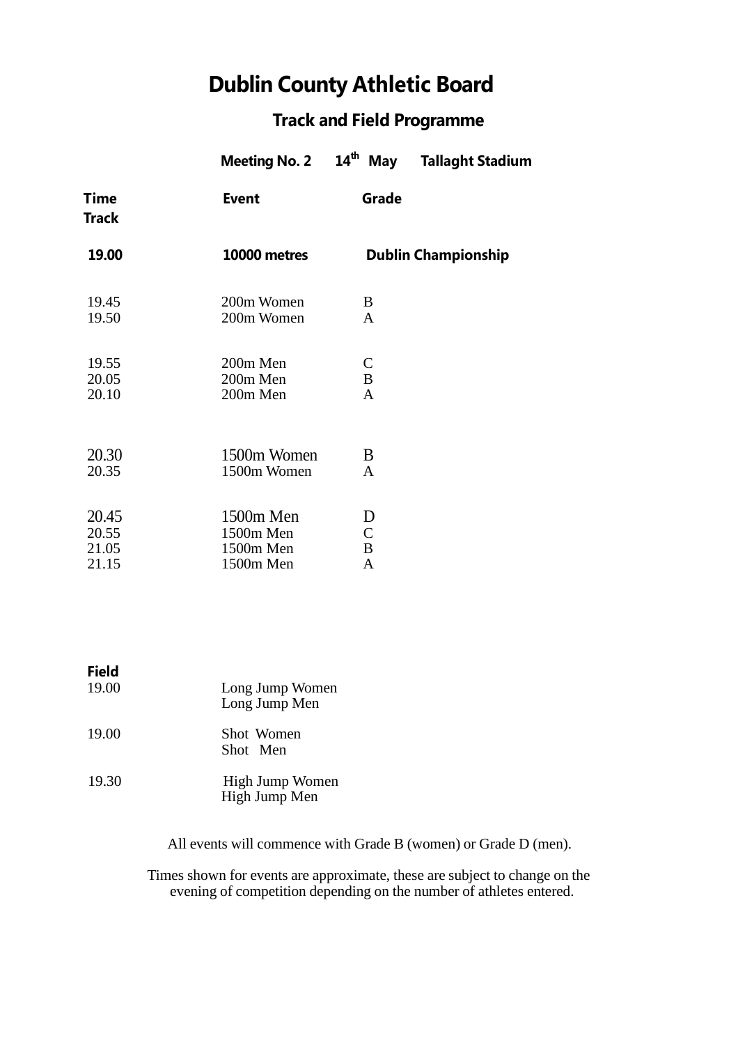# Dublin County Athletic Board

## Track and Field Programme

**Meeting No. 2 14th May Tallaght Stadium**

| Time Track | Event | Grade |
|---|---|---|
| **19.00** | **10000 metres** | **Dublin Championship** |
| 19.45 | 200m Women | B |
| 19.50 | 200m Women | A |
| 19.55 | 200m Men | C |
| 20.05 | 200m Men | B |
| 20.10 | 200m Men | A |
| 20.30 | 1500m Women | B |
| 20.35 | 1500m Women | A |
| 20.45 | 1500m Men | D |
| 20.55 | 1500m Men | C |
| 21.05 | 1500m Men | B |
| 21.15 | 1500m Men | A |

| Field | Event |
|---|---|
| 19.00 | Long Jump Women |
| | Long Jump Men |
| 19.00 | Shot Women |
| | Shot Men |
| 19.30 | High Jump Women |
| | High Jump Men |

All events will commence with Grade B (women) or Grade D (men).

Times shown for events are approximate, these are subject to change on the evening of competition depending on the number of athletes entered.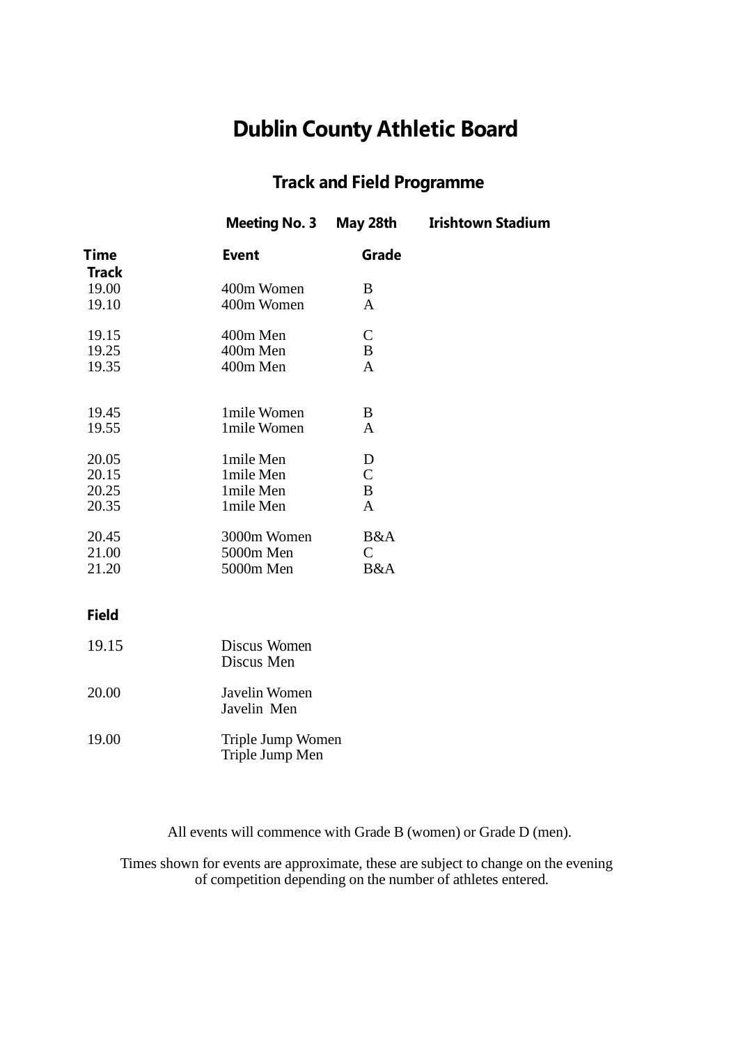# Dublin County Athletic Board

## Track and Field Programme

**Meeting No. 3 May 28th Irishtown Stadium**

| Time | Event | Grade |
|---|---|---|
| **Track** | | |
| 19.00 | 400m Women | B |
| 19.10 | 400m Women | A |
| 19.15 | 400m Men | C |
| 19.25 | 400m Men | B |
| 19.35 | 400m Men | A |
| 19.45 | 1mile Women | B |
| 19.55 | 1mile Women | A |
| 20.05 | 1mile Men | D |
| 20.15 | 1mile Men | C |
| 20.25 | 1mile Men | B |
| 20.35 | 1mile Men | A |
| 20.45 | 3000m Women | B&A |
| 21.00 | 5000m Men | C |
| 21.20 | 5000m Men | B&A |
| **Field** | | |
| 19.15 | Discus Women | |
| | Discus Men | |
| 20.00 | Javelin Women | |
| | Javelin Men | |
| 19.00 | Triple Jump Women | |
| | Triple Jump Men | |

All events will commence with Grade B (women) or Grade D (men).

Times shown for events are approximate, these are subject to change on the evening of competition depending on the number of athletes entered.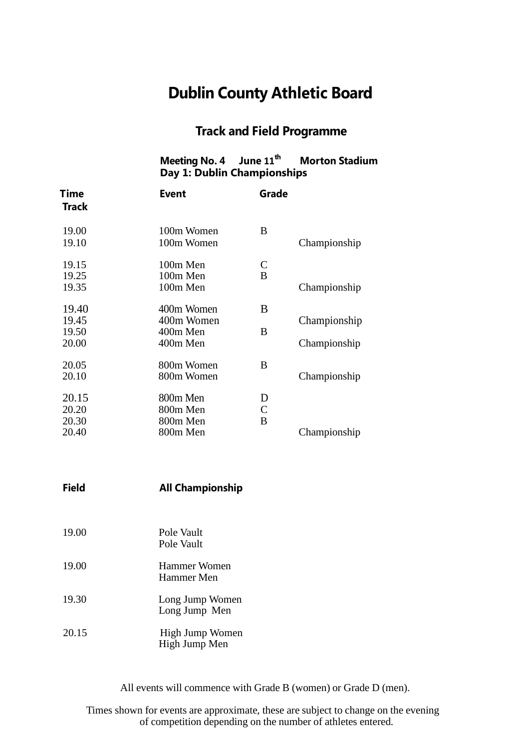# Dublin County Athletic Board

## Track and Field Programme

**Meeting No. 4 June 11th Morton Stadium**
**Day 1: Dublin Championships**

| Time | Event | Grade | |
|---|---|---|---|
| **Track** | | | |
| 19.00 | 100m Women | B | |
| 19.10 | 100m Women | | Championship |
| 19.15 | 100m Men | C | |
| 19.25 | 100m Men | B | |
| 19.35 | 100m Men | | Championship |
| 19.40 | 400m Women | B | |
| 19.45 | 400m Women | | Championship |
| 19.50 | 400m Men | B | |
| 20.00 | 400m Men | | Championship |
| 20.05 | 800m Women | B | |
| 20.10 | 800m Women | | Championship |
| 20.15 | 800m Men | D | |
| 20.20 | 800m Men | C | |
| 20.30 | 800m Men | B | |
| 20.40 | 800m Men | | Championship |

| **Field** | **All Championship** |
|---|---|
| 19.00 | Pole Vault |
| | Pole Vault |
| 19.00 | Hammer Women |
| | Hammer Men |
| 19.30 | Long Jump Women |
| | Long Jump Men |
| 20.15 | High Jump Women |
| | High Jump Men |

All events will commence with Grade B (women) or Grade D (men).

Times shown for events are approximate, these are subject to change on the evening of competition depending on the number of athletes entered.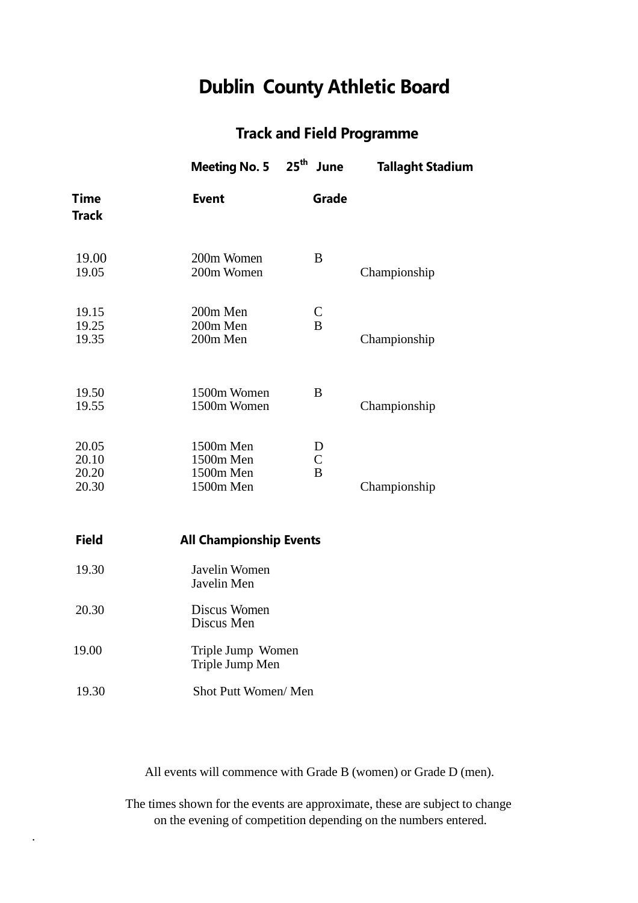# Dublin County Athletic Board

## Track and Field Programme

**Meeting No. 5 25th June Tallaght Stadium**

| Time Track | Event | Grade | |
|---|---|---|---|
| 19.00 | 200m Women | B | |
| 19.05 | 200m Women | | Championship |
| 19.15 | 200m Men | C | |
| 19.25 | 200m Men | B | |
| 19.35 | 200m Men | | Championship |
| 19.50 | 1500m Women | B | |
| 19.55 | 1500m Women | | Championship |
| 20.05 | 1500m Men | D | |
| 20.10 | 1500m Men | C | |
| 20.20 | 1500m Men | B | |
| 20.30 | 1500m Men | | Championship |

| Field | All Championship Events |
|---|---|
| 19.30 | Javelin Women |
| | Javelin Men |
| 20.30 | Discus Women |
| | Discus Men |
| 19.00 | Triple Jump Women |
| | Triple Jump Men |
| 19.30 | Shot Putt Women/ Men |

All events will commence with Grade B (women) or Grade D (men).

The times shown for the events are approximate, these are subject to change on the evening of competition depending on the numbers entered.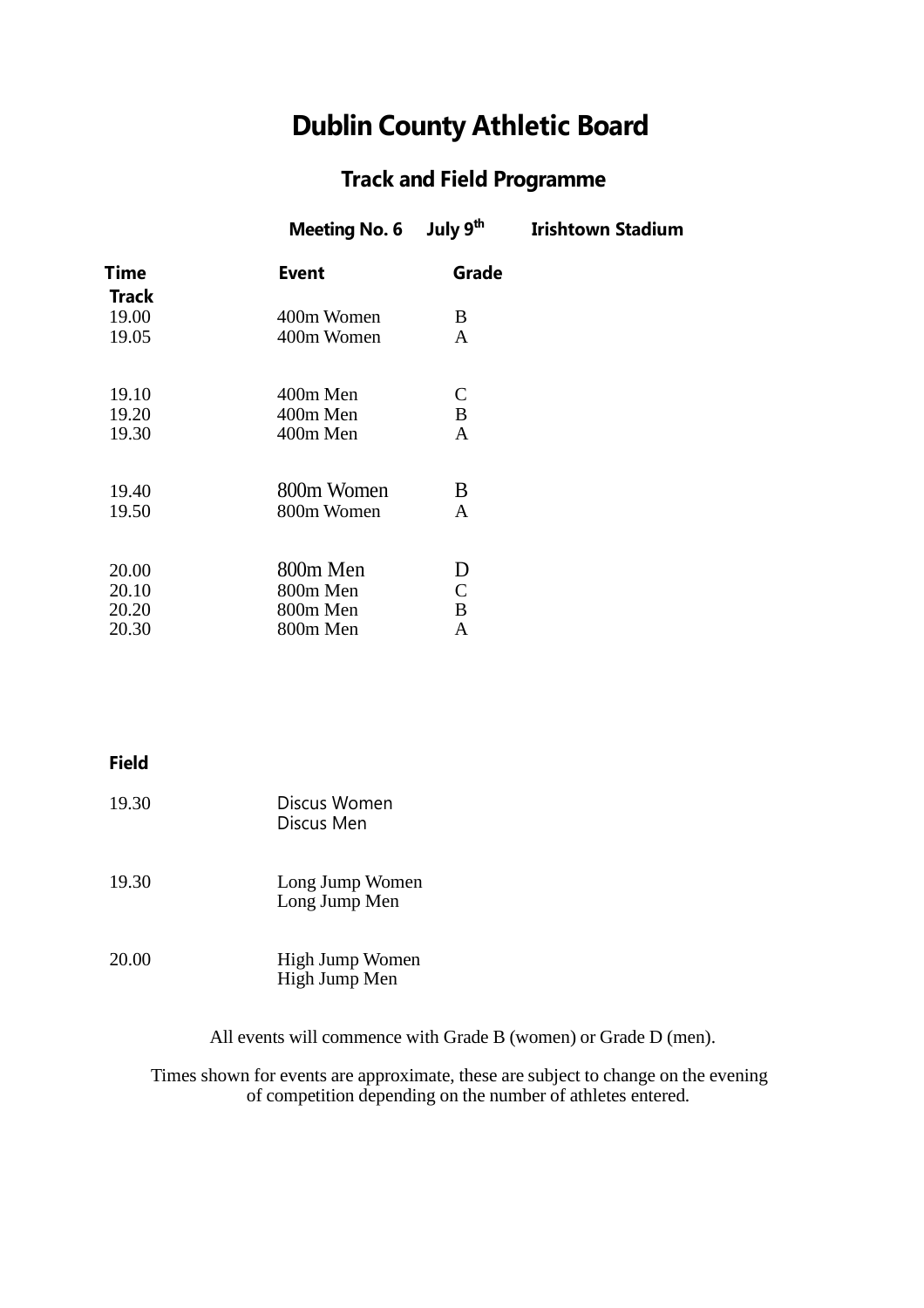# Dublin County Athletic Board

## Track and Field Programme

**Meeting No. 6 July 9th Irishtown Stadium**

| Time | Event | Grade |
|---|---|---|
| **Track** | | |
| 19.00 | 400m Women | B |
| 19.05 | 400m Women | A |
| | | |
| 19.10 | 400m Men | C |
| 19.20 | 400m Men | B |
| 19.30 | 400m Men | A |
| | | |
| 19.40 | 800m Women | B |
| 19.50 | 800m Women | A |
| | | |
| 20.00 | 800m Men | D |
| 20.10 | 800m Men | C |
| 20.20 | 800m Men | B |
| 20.30 | 800m Men | A |

**Field**

| Time | Event |
|---|---|
| 19.30 | Discus Women |
| | Discus Men |
| | |
| 19.30 | Long Jump Women |
| | Long Jump Men |
| | |
| 20.00 | High Jump Women |
| | High Jump Men |

All events will commence with Grade B (women) or Grade D (men).

Times shown for events are approximate, these are subject to change on the evening of competition depending on the number of athletes entered.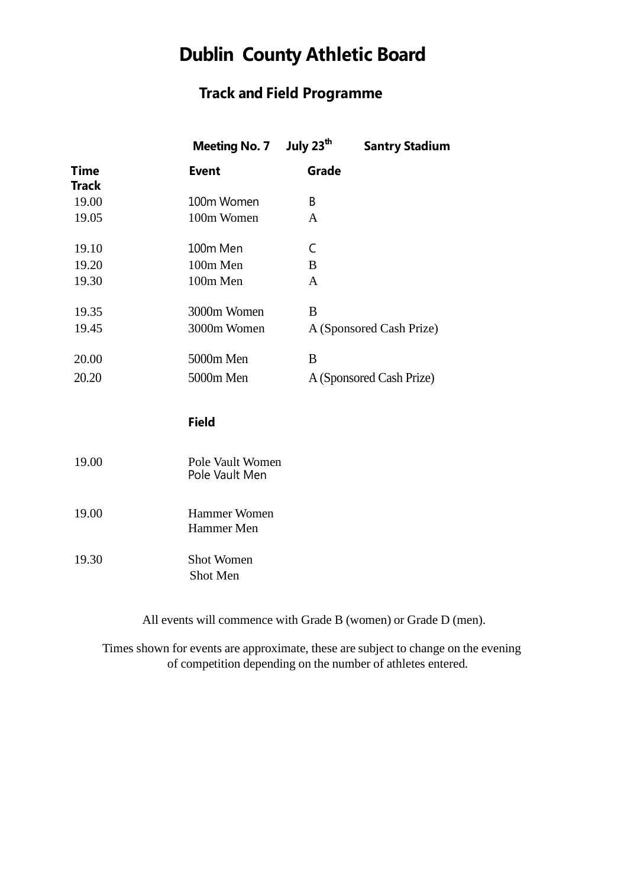# Dublin County Athletic Board

## Track and Field Programme

**Meeting No. 7 July 23th Santry Stadium**

| Time Track | Event | Grade |
|---|---|---|
| 19.00 | 100m Women | B |
| 19.05 | 100m Women | A |
| 19.10 | 100m Men | C |
| 19.20 | 100m Men | B |
| 19.30 | 100m Men | A |
| 19.35 | 3000m Women | B |
| 19.45 | 3000m Women | A (Sponsored Cash Prize) |
| 20.00 | 5000m Men | B |
| 20.20 | 5000m Men | A (Sponsored Cash Prize) |

**Field**

| Time | Event |
|---|---|
| 19.00 | Pole Vault Women<br>Pole Vault Men |
| 19.00 | Hammer Women<br>Hammer Men |
| 19.30 | Shot Women<br>Shot Men |

All events will commence with Grade B (women) or Grade D (men).

Times shown for events are approximate, these are subject to change on the evening of competition depending on the number of athletes entered.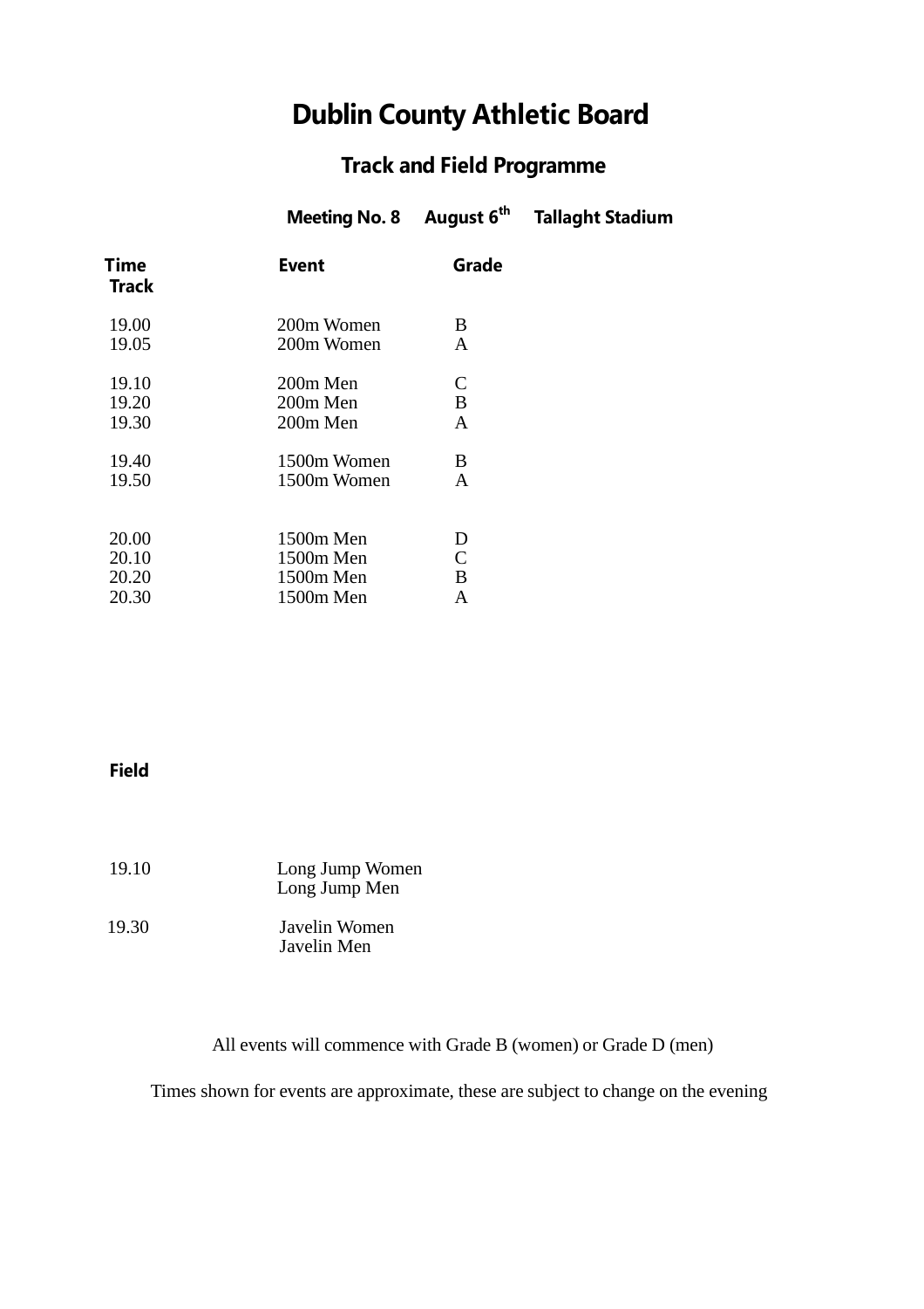# Dublin County Athletic Board

## Track and Field Programme

**Meeting No. 8 August 6th Tallaght Stadium**

| Time | Event | Grade |
|---|---|---|
| **Track** | | |
| 19.00 | 200m Women | B |
| 19.05 | 200m Women | A |
| 19.10 | 200m Men | C |
| 19.20 | 200m Men | B |
| 19.30 | 200m Men | A |
| 19.40 | 1500m Women | B |
| 19.50 | 1500m Women | A |
| 20.00 | 1500m Men | D |
| 20.10 | 1500m Men | C |
| 20.20 | 1500m Men | B |
| 20.30 | 1500m Men | A |

**Field**

| Time | Event |
|---|---|
| 19.10 | Long Jump Women |
| | Long Jump Men |
| 19.30 | Javelin Women |
| | Javelin Men |

All events will commence with Grade B (women) or Grade D (men)

Times shown for events are approximate, these are subject to change on the evening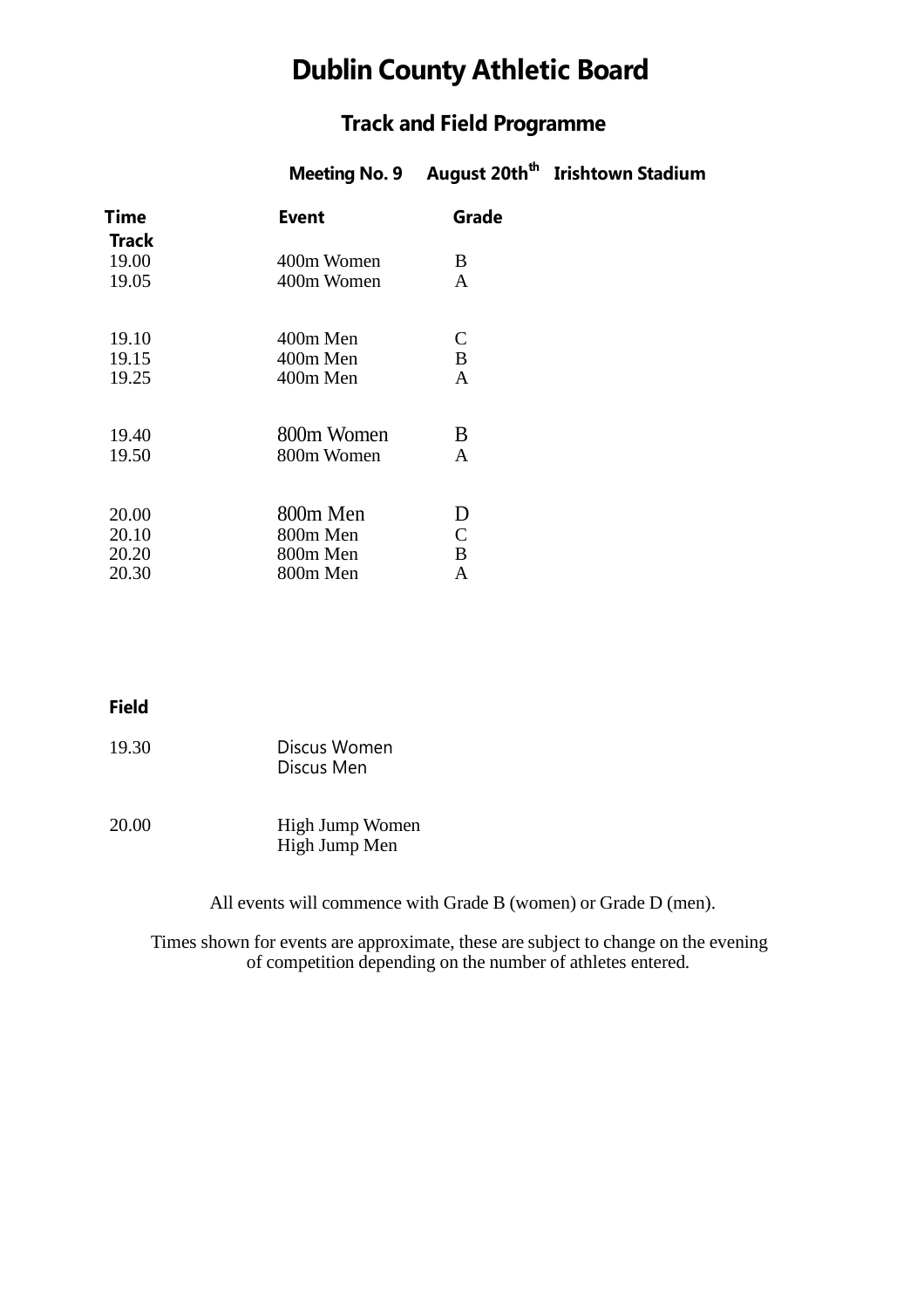# Dublin County Athletic Board

## Track and Field Programme

### Meeting No. 9 August 20th Irishtown Stadium

| Time | Event | Grade |
|---|---|---|
| **Track** | | |
| 19.00 | 400m Women | B |
| 19.05 | 400m Women | A |
| | | |
| 19.10 | 400m Men | C |
| 19.15 | 400m Men | B |
| 19.25 | 400m Men | A |
| | | |
| 19.40 | 800m Women | B |
| 19.50 | 800m Women | A |
| | | |
| 20.00 | 800m Men | D |
| 20.10 | 800m Men | C |
| 20.20 | 800m Men | B |
| 20.30 | 800m Men | A |

**Field**

| Time | Event |
|---|---|
| 19.30 | Discus Women |
| | Discus Men |
| | |
| 20.00 | High Jump Women |
| | High Jump Men |

All events will commence with Grade B (women) or Grade D (men).

Times shown for events are approximate, these are subject to change on the evening of competition depending on the number of athletes entered.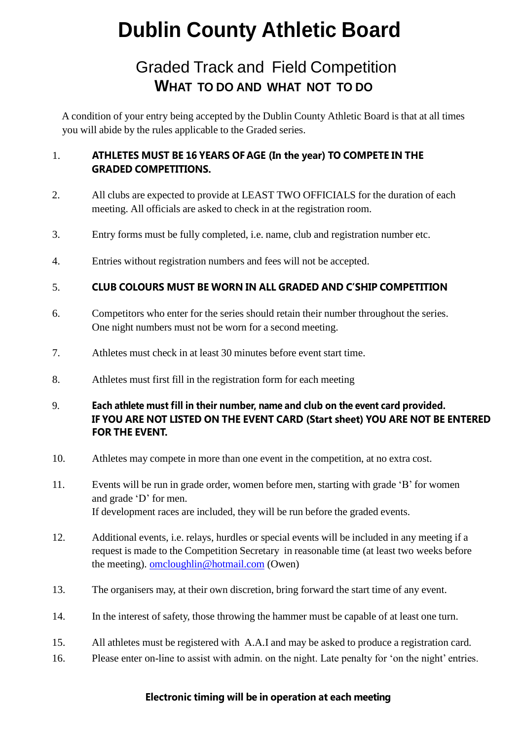# Dublin County Athletic Board

## Graded Track and Field Competition
### WHAT TO DO AND WHAT NOT TO DO

A condition of your entry being accepted by the Dublin County Athletic Board is that at all times you will abide by the rules applicable to the Graded series.

1. **ATHLETES MUST BE 16 YEARS OF AGE (In the year) TO COMPETE IN THE GRADED COMPETITIONS.**

2. All clubs are expected to provide at LEAST TWO OFFICIALS for the duration of each meeting. All officials are asked to check in at the registration room.

3. Entry forms must be fully completed, i.e. name, club and registration number etc.

4. Entries without registration numbers and fees will not be accepted.

5. **CLUB COLOURS MUST BE WORN IN ALL GRADED AND C'SHIP COMPETITION**

6. Competitors who enter for the series should retain their number throughout the series. One night numbers must not be worn for a second meeting.

7. Athletes must check in at least 30 minutes before event start time.

8. Athletes must first fill in the registration form for each meeting

9. **Each athlete must fill in their number, name and club on the event card provided. IF YOU ARE NOT LISTED ON THE EVENT CARD (Start sheet) YOU ARE NOT BE ENTERED FOR THE EVENT.**

10. Athletes may compete in more than one event in the competition, at no extra cost.

11. Events will be run in grade order, women before men, starting with grade 'B' for women and grade 'D' for men.
    If development races are included, they will be run before the graded events.

12. Additional events, i.e. relays, hurdles or special events will be included in any meeting if a request is made to the Competition Secretary in reasonable time (at least two weeks before the meeting). omcloughlin@hotmail.com (Owen)

13. The organisers may, at their own discretion, bring forward the start time of any event.

14. In the interest of safety, those throwing the hammer must be capable of at least one turn.

15. All athletes must be registered with A.A.I and may be asked to produce a registration card.

16. Please enter on-line to assist with admin. on the night. Late penalty for 'on the night' entries.

**Electronic timing will be in operation at each meeting**